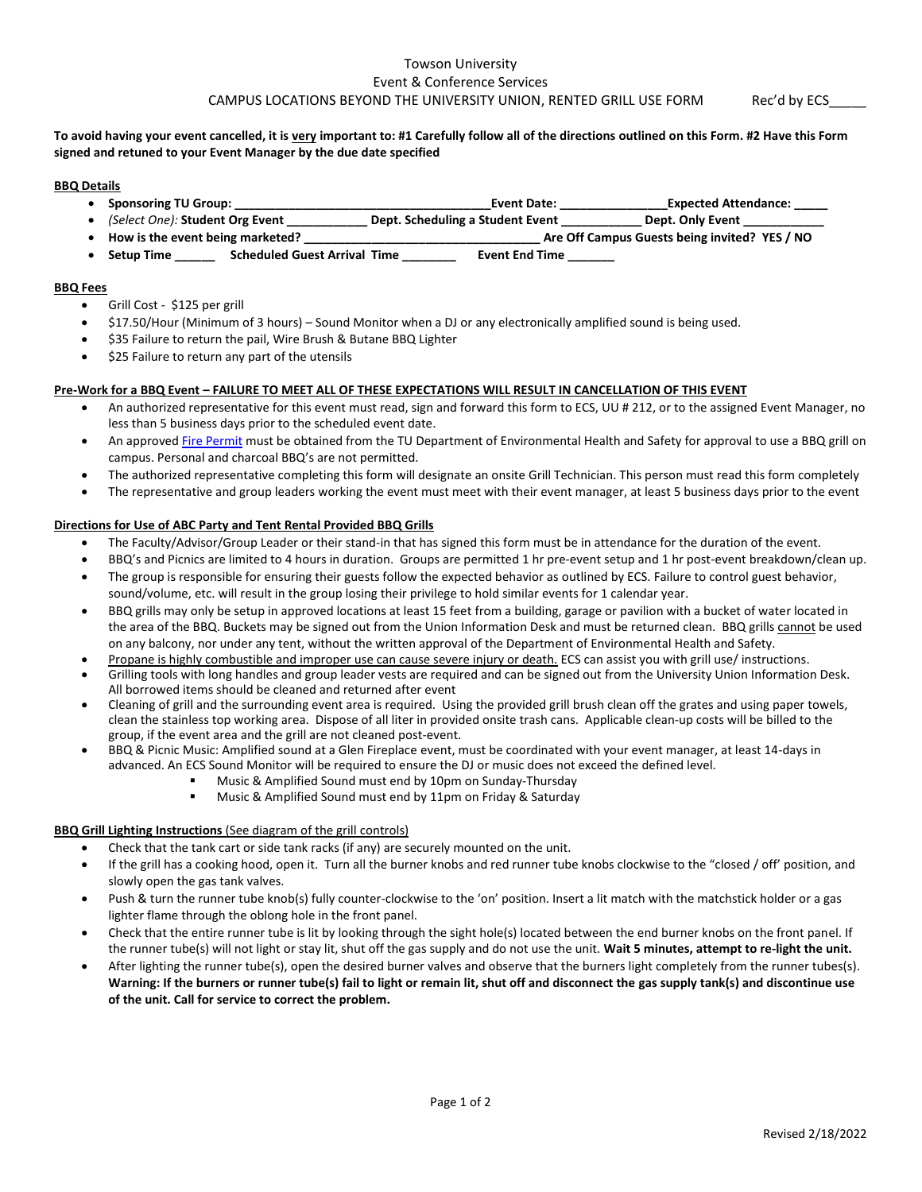Towson University

Event & Conference Services

CAMPUS LOCATIONS BEYOND THE UNIVERSITY UNION, RENTED GRILL USE FORM Rec'd by ECS_____

**To avoid having your event cancelled, it is very important to: #1 Carefully follow all of the directions outlined on this Form. #2 Have this Form signed and retuned to your Event Manager by the due date specified**

**BBQ Details**

- **Sponsoring TU Group: ______________________________________Event Date: ________________Expected Attendance: _____**
- *(Select One):* **Student Org Event ____________ Dept. Scheduling a Student Event ____________ Dept. Only Event ____________**
- **How is the event being marketed? ___________________________________ Are Off Campus Guests being invited? YES / NO**
- **Setup Time ______ Scheduled Guest Arrival Time ________ Event End Time _______**

**BBQ Fees**

- Grill Cost - $125 per grill
- $17.50/Hour (Minimum of 3 hours) – Sound Monitor when a DJ or any electronically amplified sound is being used.
- $35 Failure to return the pail, Wire Brush & Butane BBQ Lighter
- $25 Failure to return any part of the utensils

**Pre-Work for a BBQ Event – FAILURE TO MEET ALL OF THESE EXPECTATIONS WILL RESULT IN CANCELLATION OF THIS EVENT**

- An authorized representative for this event must read, sign and forward this form to ECS, UU # 212, or to the assigned Event Manager, no less than 5 business days prior to the scheduled event date.
- An approved Fire Permit must be obtained from the TU Department of Environmental Health and Safety for approval to use a BBQ grill on campus. Personal and charcoal BBQ's are not permitted.
- The authorized representative completing this form will designate an onsite Grill Technician. This person must read this form completely
- The representative and group leaders working the event must meet with their event manager, at least 5 business days prior to the event

**Directions for Use of ABC Party and Tent Rental Provided BBQ Grills**

- The Faculty/Advisor/Group Leader or their stand-in that has signed this form must be in attendance for the duration of the event.
- BBQ's and Picnics are limited to 4 hours in duration. Groups are permitted 1 hr pre-event setup and 1 hr post-event breakdown/clean up.
- The group is responsible for ensuring their guests follow the expected behavior as outlined by ECS. Failure to control guest behavior, sound/volume, etc. will result in the group losing their privilege to hold similar events for 1 calendar year.
- BBQ grills may only be setup in approved locations at least 15 feet from a building, garage or pavilion with a bucket of water located in the area of the BBQ. Buckets may be signed out from the Union Information Desk and must be returned clean. BBQ grills cannot be used on any balcony, nor under any tent, without the written approval of the Department of Environmental Health and Safety.
- Propane is highly combustible and improper use can cause severe injury or death. ECS can assist you with grill use/ instructions.
- Grilling tools with long handles and group leader vests are required and can be signed out from the University Union Information Desk. All borrowed items should be cleaned and returned after event
- Cleaning of grill and the surrounding event area is required. Using the provided grill brush clean off the grates and using paper towels, clean the stainless top working area. Dispose of all liter in provided onsite trash cans. Applicable clean-up costs will be billed to the group, if the event area and the grill are not cleaned post-event.
- BBQ & Picnic Music: Amplified sound at a Glen Fireplace event, must be coordinated with your event manager, at least 14-days in advanced. An ECS Sound Monitor will be required to ensure the DJ or music does not exceed the defined level.
  - Music & Amplified Sound must end by 10pm on Sunday-Thursday
  - Music & Amplified Sound must end by 11pm on Friday & Saturday

**BBQ Grill Lighting Instructions** (See diagram of the grill controls)

- Check that the tank cart or side tank racks (if any) are securely mounted on the unit.
- If the grill has a cooking hood, open it. Turn all the burner knobs and red runner tube knobs clockwise to the "closed / off' position, and slowly open the gas tank valves.
- Push & turn the runner tube knob(s) fully counter-clockwise to the 'on' position. Insert a lit match with the matchstick holder or a gas lighter flame through the oblong hole in the front panel.
- Check that the entire runner tube is lit by looking through the sight hole(s) located between the end burner knobs on the front panel. If the runner tube(s) will not light or stay lit, shut off the gas supply and do not use the unit. **Wait 5 minutes, attempt to re-light the unit.**
- After lighting the runner tube(s), open the desired burner valves and observe that the burners light completely from the runner tubes(s). **Warning: If the burners or runner tube(s) fail to light or remain lit, shut off and disconnect the gas supply tank(s) and discontinue use of the unit. Call for service to correct the problem.**

Revised 2/18/2022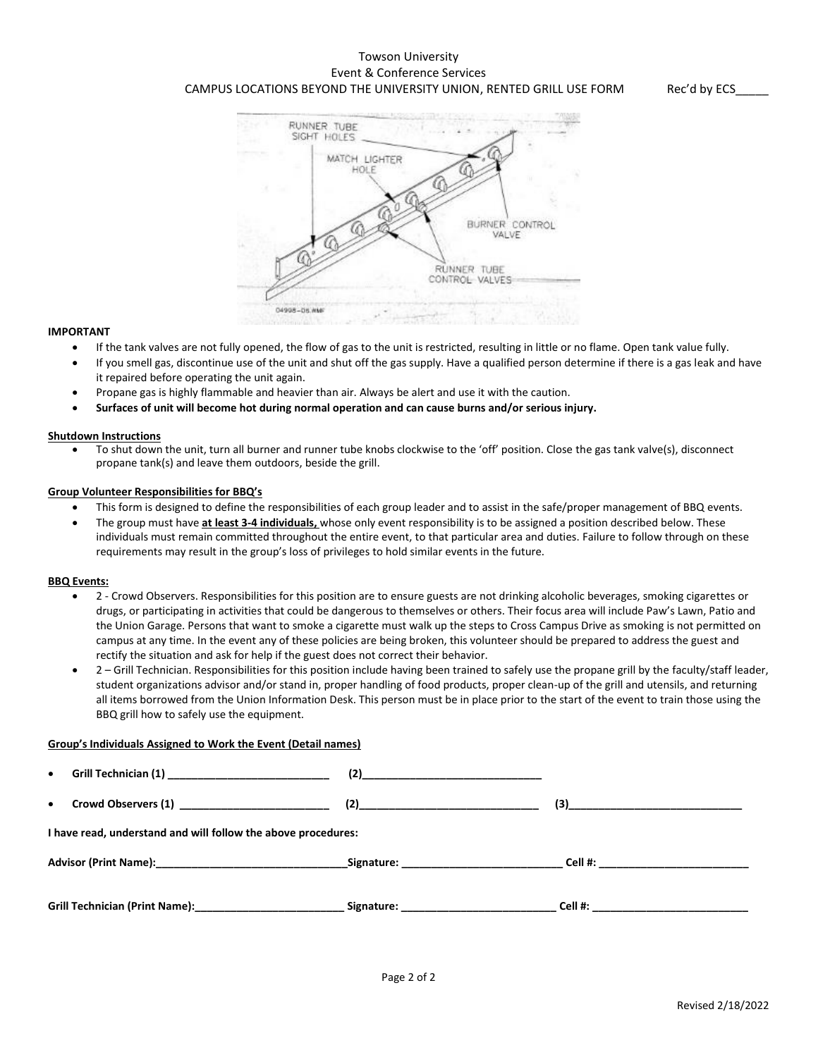Towson University
Event & Conference Services
CAMPUS LOCATIONS BEYOND THE UNIVERSITY UNION, RENTED GRILL USE FORM Rec'd by ECS_____

RUNNER TUBE SIGHT HOLES
MATCH LIGHTER HOLE
BURNER CONTROL VALVE
RUNNER TUBE CONTROL VALVES
04998-08.WMF

**IMPORTANT**

- If the tank valves are not fully opened, the flow of gas to the unit is restricted, resulting in little or no flame. Open tank value fully.
- If you smell gas, discontinue use of the unit and shut off the gas supply. Have a qualified person determine if there is a gas leak and have it repaired before operating the unit again.
- Propane gas is highly flammable and heavier than air. Always be alert and use it with the caution.
- **Surfaces of unit will become hot during normal operation and can cause burns and/or serious injury.**

**Shutdown Instructions**

- To shut down the unit, turn all burner and runner tube knobs clockwise to the 'off' position. Close the gas tank valve(s), disconnect propane tank(s) and leave them outdoors, beside the grill.

**Group Volunteer Responsibilities for BBQ's**

- This form is designed to define the responsibilities of each group leader and to assist in the safe/proper management of BBQ events.
- The group must have **at least 3-4 individuals,** whose only event responsibility is to be assigned a position described below. These individuals must remain committed throughout the entire event, to that particular area and duties. Failure to follow through on these requirements may result in the group's loss of privileges to hold similar events in the future.

**BBQ Events:**

- 2 - Crowd Observers. Responsibilities for this position are to ensure guests are not drinking alcoholic beverages, smoking cigarettes or drugs, or participating in activities that could be dangerous to themselves or others. Their focus area will include Paw's Lawn, Patio and the Union Garage. Persons that want to smoke a cigarette must walk up the steps to Cross Campus Drive as smoking is not permitted on campus at any time. In the event any of these policies are being broken, this volunteer should be prepared to address the guest and rectify the situation and ask for help if the guest does not correct their behavior.
- 2 – Grill Technician. Responsibilities for this position include having been trained to safely use the propane grill by the faculty/staff leader, student organizations advisor and/or stand in, proper handling of food products, proper clean-up of the grill and utensils, and returning all items borrowed from the Union Information Desk. This person must be in place prior to the start of the event to train those using the BBQ grill how to safely use the equipment.

**Group's Individuals Assigned to Work the Event (Detail names)**

- **Grill Technician (1) ___________________________ (2)______________________________**
- **Crowd Observers (1) _________________________ (2)______________________________ (3)_____________________________**

**I have read, understand and will follow the above procedures:**

**Advisor (Print Name):________________________________Signature: ___________________________ Cell #: _________________________**

**Grill Technician (Print Name):_________________________ Signature: __________________________ Cell #: __________________________**

Revised 2/18/2022